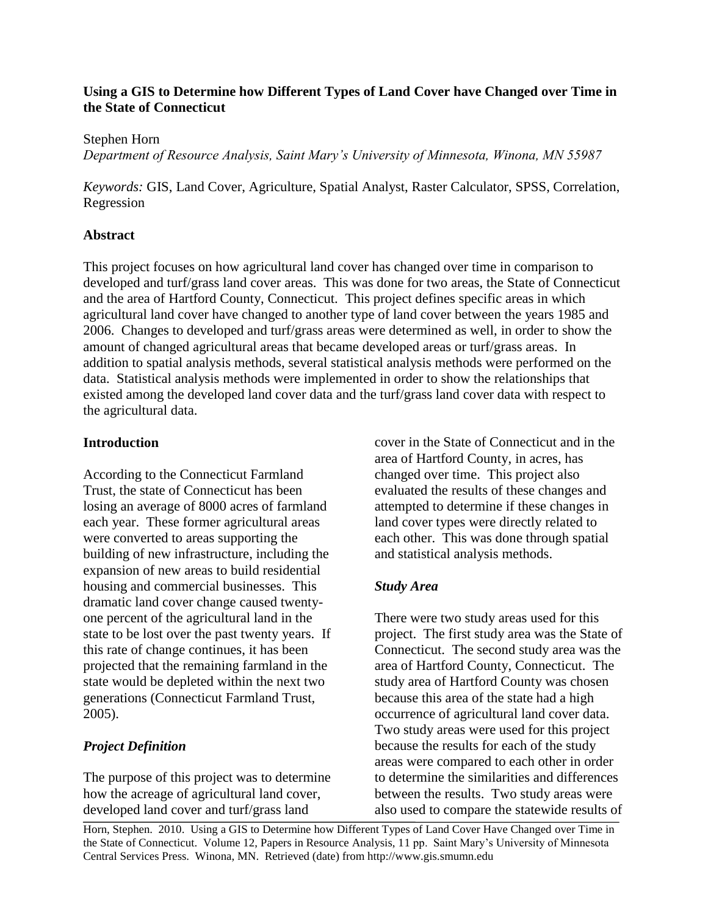# Using a GIS to Determine how Different Types of Land Cover have Changed over Time in the State of Connecticut

Stephen Horn

*Department of Resource Analysis, Saint Mary's University of Minnesota, Winona, MN 55987*

*Keywords:* GIS, Land Cover, Agriculture, Spatial Analyst, Raster Calculator, SPSS, Correlation, Regression

## Abstract

This project focuses on how agricultural land cover has changed over time in comparison to developed and turf/grass land cover areas. This was done for two areas, the State of Connecticut and the area of Hartford County, Connecticut. This project defines specific areas in which agricultural land cover have changed to another type of land cover between the years 1985 and 2006. Changes to developed and turf/grass areas were determined as well, in order to show the amount of changed agricultural areas that became developed areas or turf/grass areas. In addition to spatial analysis methods, several statistical analysis methods were performed on the data. Statistical analysis methods were implemented in order to show the relationships that existed among the developed land cover data and the turf/grass land cover data with respect to the agricultural data.

## Introduction

According to the Connecticut Farmland Trust, the state of Connecticut has been losing an average of 8000 acres of farmland each year. These former agricultural areas were converted to areas supporting the building of new infrastructure, including the expansion of new areas to build residential housing and commercial businesses. This dramatic land cover change caused twenty-one percent of the agricultural land in the state to be lost over the past twenty years. If this rate of change continues, it has been projected that the remaining farmland in the state would be depleted within the next two generations (Connecticut Farmland Trust, 2005).

### *Project Definition*

The purpose of this project was to determine how the acreage of agricultural land cover, developed land cover and turf/grass land cover in the State of Connecticut and in the area of Hartford County, in acres, has changed over time. This project also evaluated the results of these changes and attempted to determine if these changes in land cover types were directly related to each other. This was done through spatial and statistical analysis methods.

### *Study Area*

There were two study areas used for this project. The first study area was the State of Connecticut. The second study area was the area of Hartford County, Connecticut. The study area of Hartford County was chosen because this area of the state had a high occurrence of agricultural land cover data. Two study areas were used for this project because the results for each of the study areas were compared to each other in order to determine the similarities and differences between the results. Two study areas were also used to compare the statewide results of

Horn, Stephen. 2010. Using a GIS to Determine how Different Types of Land Cover Have Changed over Time in the State of Connecticut. Volume 12, Papers in Resource Analysis, 11 pp. Saint Mary's University of Minnesota Central Services Press. Winona, MN. Retrieved (date) from http://www.gis.smumn.edu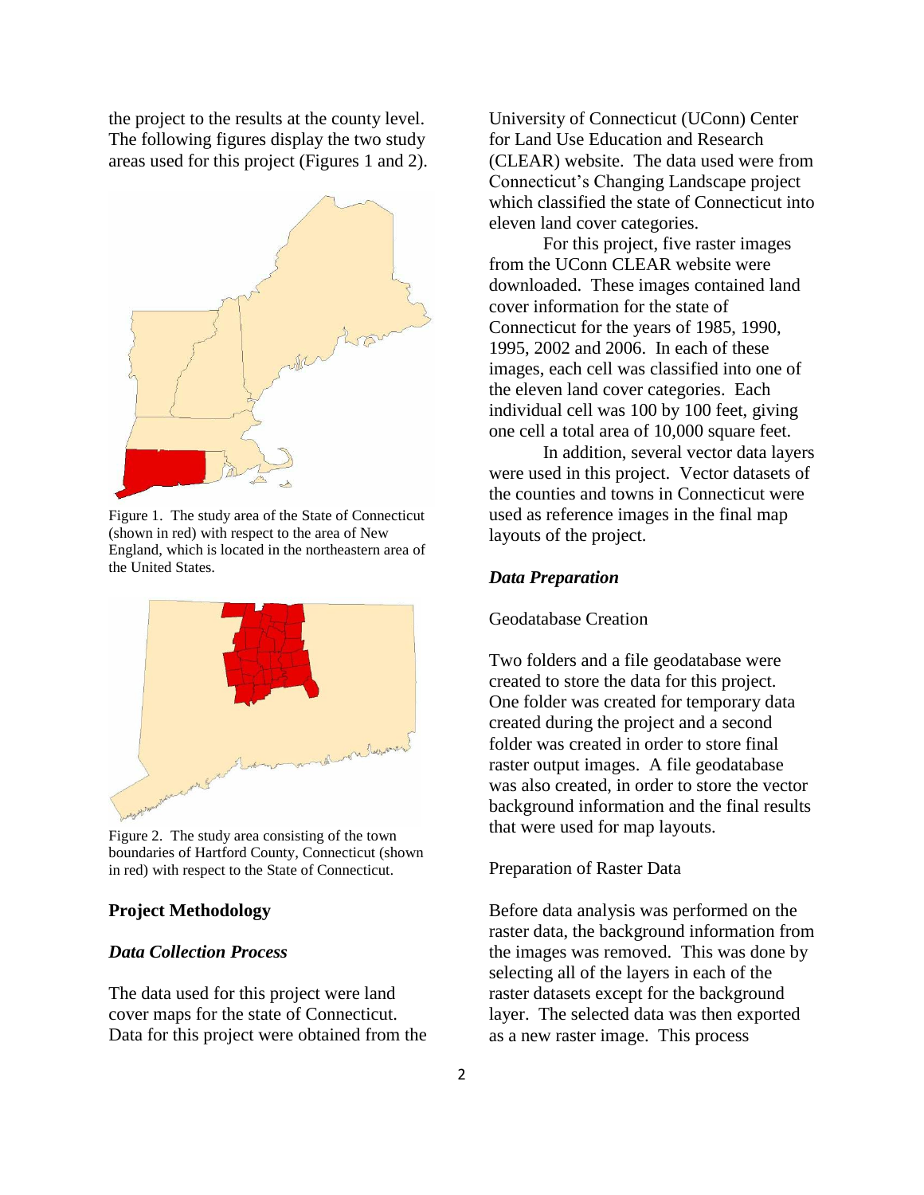the project to the results at the county level. The following figures display the two study areas used for this project (Figures 1 and 2).

Figure 1. The study area of the State of Connecticut (shown in red) with respect to the area of New England, which is located in the northeastern area of the United States.

Figure 2. The study area consisting of the town boundaries of Hartford County, Connecticut (shown in red) with respect to the State of Connecticut.

## Project Methodology

### *Data Collection Process*

The data used for this project were land cover maps for the state of Connecticut. Data for this project were obtained from the University of Connecticut (UConn) Center for Land Use Education and Research (CLEAR) website. The data used were from Connecticut's Changing Landscape project which classified the state of Connecticut into eleven land cover categories.

For this project, five raster images from the UConn CLEAR website were downloaded. These images contained land cover information for the state of Connecticut for the years of 1985, 1990, 1995, 2002 and 2006. In each of these images, each cell was classified into one of the eleven land cover categories. Each individual cell was 100 by 100 feet, giving one cell a total area of 10,000 square feet.

In addition, several vector data layers were used in this project. Vector datasets of the counties and towns in Connecticut were used as reference images in the final map layouts of the project.

### *Data Preparation*

Geodatabase Creation

Two folders and a file geodatabase were created to store the data for this project. One folder was created for temporary data created during the project and a second folder was created in order to store final raster output images. A file geodatabase was also created, in order to store the vector background information and the final results that were used for map layouts.

Preparation of Raster Data

Before data analysis was performed on the raster data, the background information from the images was removed. This was done by selecting all of the layers in each of the raster datasets except for the background layer. The selected data was then exported as a new raster image. This process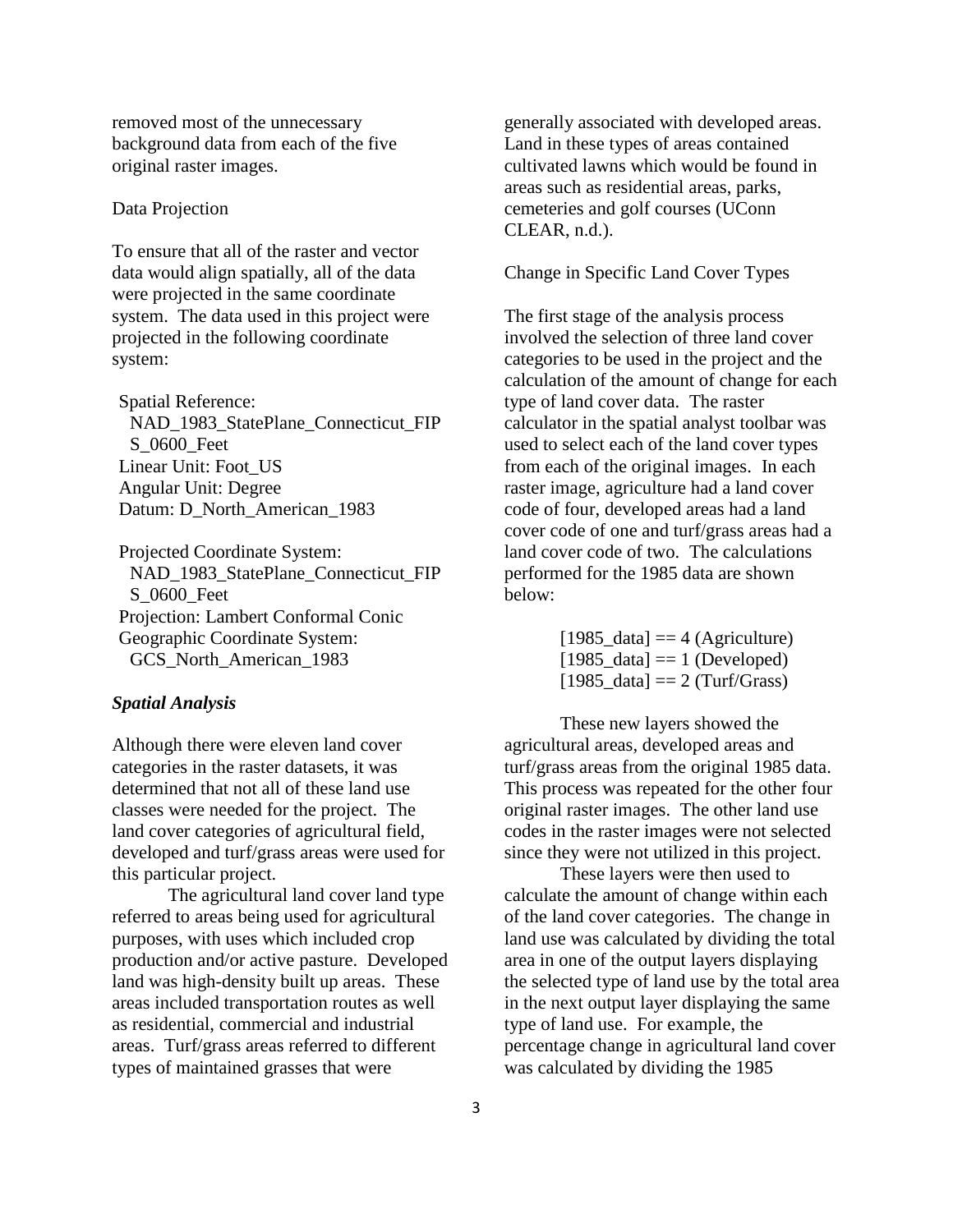removed most of the unnecessary background data from each of the five original raster images.

Data Projection

To ensure that all of the raster and vector data would align spatially, all of the data were projected in the same coordinate system. The data used in this project were projected in the following coordinate system:

Spatial Reference:
NAD_1983_StatePlane_Connecticut_FIPS_0600_Feet
Linear Unit: Foot_US
Angular Unit: Degree
Datum: D_North_American_1983

Projected Coordinate System:
NAD_1983_StatePlane_Connecticut_FIPS_0600_Feet
Projection: Lambert Conformal Conic
Geographic Coordinate System:
GCS_North_American_1983

### *Spatial Analysis*

Although there were eleven land cover categories in the raster datasets, it was determined that not all of these land use classes were needed for the project. The land cover categories of agricultural field, developed and turf/grass areas were used for this particular project.

The agricultural land cover land type referred to areas being used for agricultural purposes, with uses which included crop production and/or active pasture. Developed land was high-density built up areas. These areas included transportation routes as well as residential, commercial and industrial areas. Turf/grass areas referred to different types of maintained grasses that were generally associated with developed areas. Land in these types of areas contained cultivated lawns which would be found in areas such as residential areas, parks, cemeteries and golf courses (UConn CLEAR, n.d.).

Change in Specific Land Cover Types

The first stage of the analysis process involved the selection of three land cover categories to be used in the project and the calculation of the amount of change for each type of land cover data. The raster calculator in the spatial analyst toolbar was used to select each of the land cover types from each of the original images. In each raster image, agriculture had a land cover code of four, developed areas had a land cover code of one and turf/grass areas had a land cover code of two. The calculations performed for the 1985 data are shown below:

[1985_data] == 4 (Agriculture)
[1985_data] == 1 (Developed)
[1985_data] == 2 (Turf/Grass)

These new layers showed the agricultural areas, developed areas and turf/grass areas from the original 1985 data. This process was repeated for the other four original raster images. The other land use codes in the raster images were not selected since they were not utilized in this project.

These layers were then used to calculate the amount of change within each of the land cover categories. The change in land use was calculated by dividing the total area in one of the output layers displaying the selected type of land use by the total area in the next output layer displaying the same type of land use. For example, the percentage change in agricultural land cover was calculated by dividing the 1985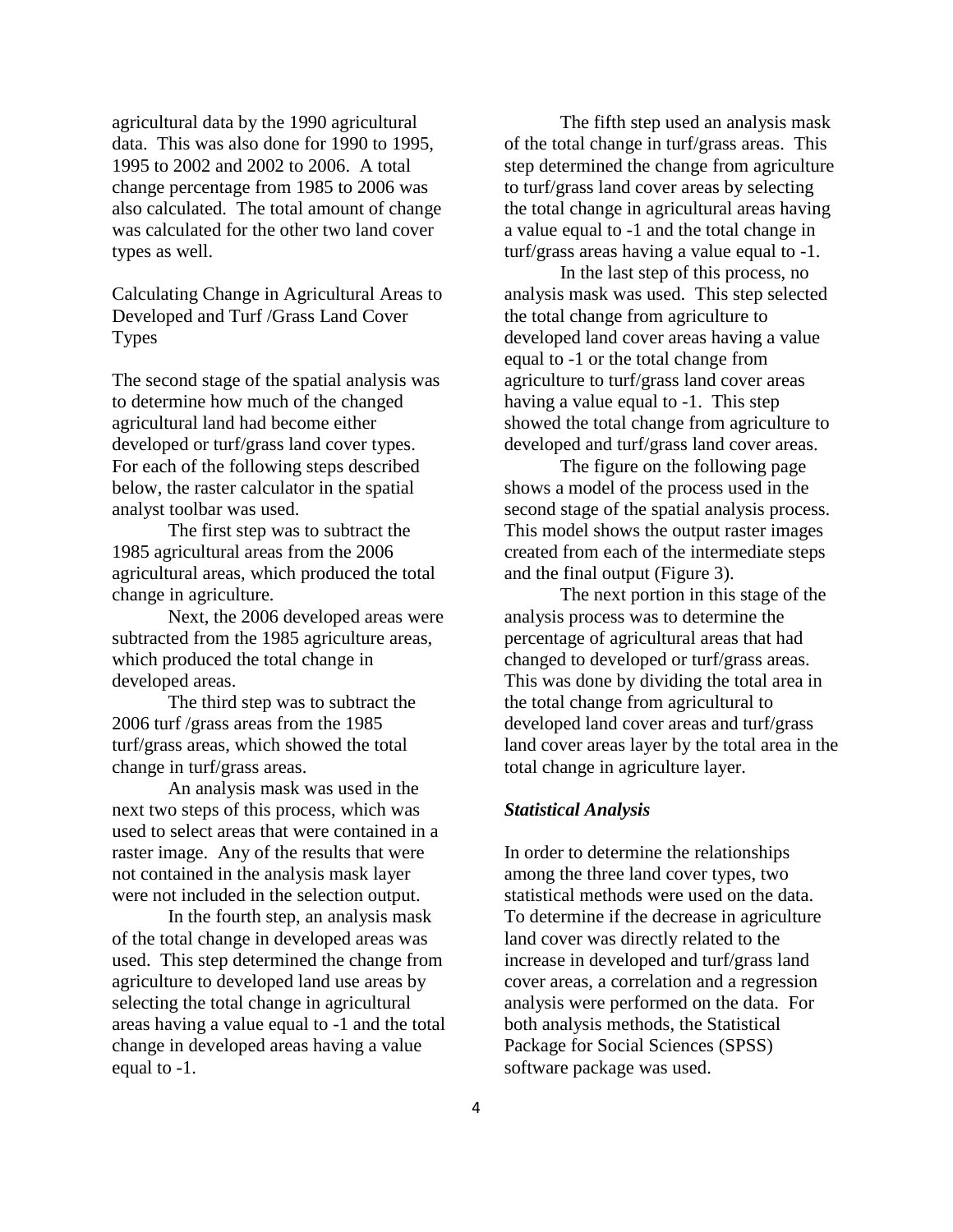agricultural data by the 1990 agricultural data. This was also done for 1990 to 1995, 1995 to 2002 and 2002 to 2006. A total change percentage from 1985 to 2006 was also calculated. The total amount of change was calculated for the other two land cover types as well.

Calculating Change in Agricultural Areas to Developed and Turf /Grass Land Cover Types

The second stage of the spatial analysis was to determine how much of the changed agricultural land had become either developed or turf/grass land cover types. For each of the following steps described below, the raster calculator in the spatial analyst toolbar was used.

The first step was to subtract the 1985 agricultural areas from the 2006 agricultural areas, which produced the total change in agriculture.

Next, the 2006 developed areas were subtracted from the 1985 agriculture areas, which produced the total change in developed areas.

The third step was to subtract the 2006 turf /grass areas from the 1985 turf/grass areas, which showed the total change in turf/grass areas.

An analysis mask was used in the next two steps of this process, which was used to select areas that were contained in a raster image. Any of the results that were not contained in the analysis mask layer were not included in the selection output.

In the fourth step, an analysis mask of the total change in developed areas was used. This step determined the change from agriculture to developed land use areas by selecting the total change in agricultural areas having a value equal to -1 and the total change in developed areas having a value equal to -1.

The fifth step used an analysis mask of the total change in turf/grass areas. This step determined the change from agriculture to turf/grass land cover areas by selecting the total change in agricultural areas having a value equal to -1 and the total change in turf/grass areas having a value equal to -1.

In the last step of this process, no analysis mask was used. This step selected the total change from agriculture to developed land cover areas having a value equal to -1 or the total change from agriculture to turf/grass land cover areas having a value equal to -1. This step showed the total change from agriculture to developed and turf/grass land cover areas.

The figure on the following page shows a model of the process used in the second stage of the spatial analysis process. This model shows the output raster images created from each of the intermediate steps and the final output (Figure 3).

The next portion in this stage of the analysis process was to determine the percentage of agricultural areas that had changed to developed or turf/grass areas. This was done by dividing the total area in the total change from agricultural to developed land cover areas and turf/grass land cover areas layer by the total area in the total change in agriculture layer.

### *Statistical Analysis*

In order to determine the relationships among the three land cover types, two statistical methods were used on the data. To determine if the decrease in agriculture land cover was directly related to the increase in developed and turf/grass land cover areas, a correlation and a regression analysis were performed on the data. For both analysis methods, the Statistical Package for Social Sciences (SPSS) software package was used.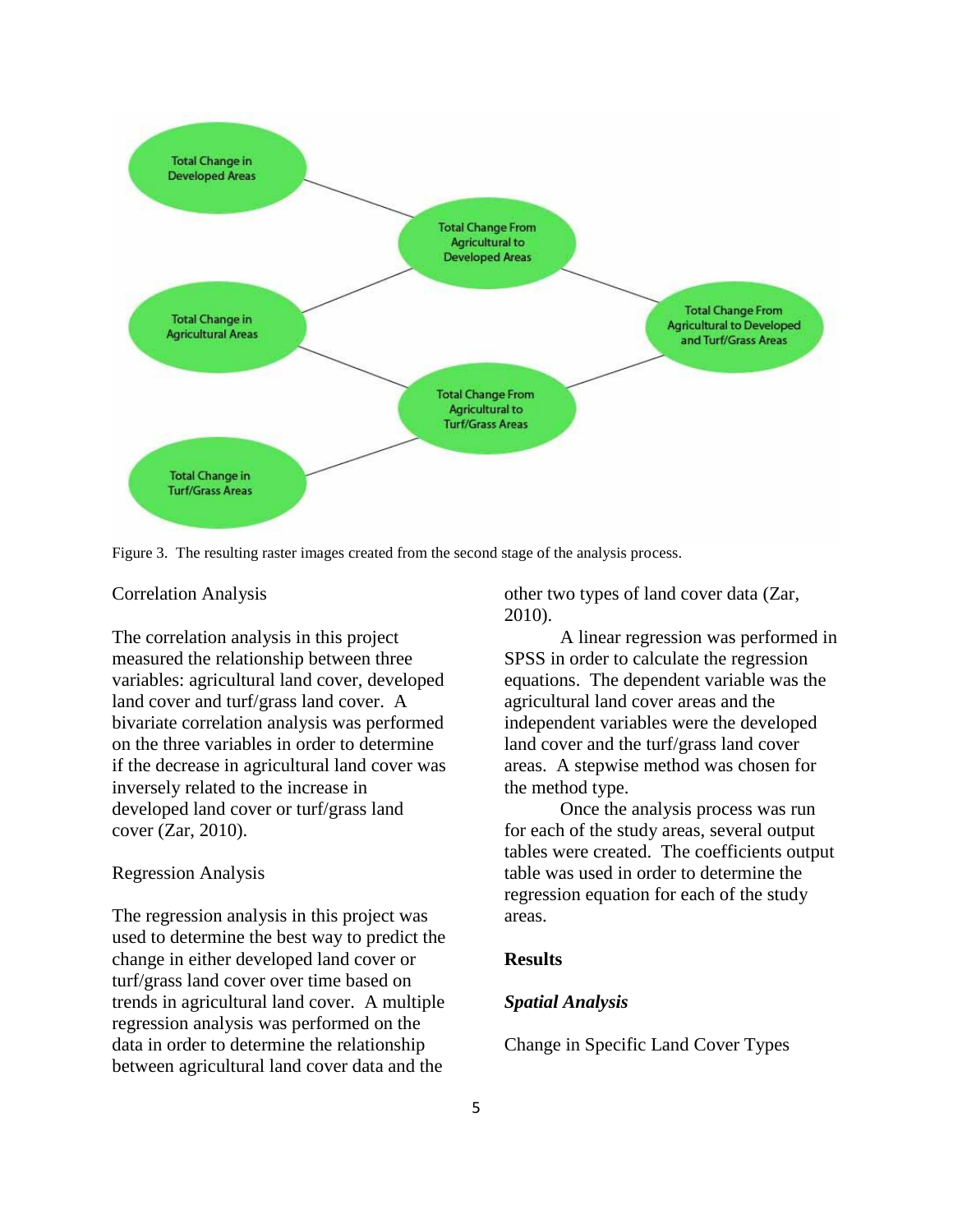Figure 3. The resulting raster images created from the second stage of the analysis process.

Correlation Analysis

The correlation analysis in this project measured the relationship between three variables: agricultural land cover, developed land cover and turf/grass land cover. A bivariate correlation analysis was performed on the three variables in order to determine if the decrease in agricultural land cover was inversely related to the increase in developed land cover or turf/grass land cover (Zar, 2010).

Regression Analysis

The regression analysis in this project was used to determine the best way to predict the change in either developed land cover or turf/grass land cover over time based on trends in agricultural land cover. A multiple regression analysis was performed on the data in order to determine the relationship between agricultural land cover data and the other two types of land cover data (Zar, 2010).

A linear regression was performed in SPSS in order to calculate the regression equations. The dependent variable was the agricultural land cover areas and the independent variables were the developed land cover and the turf/grass land cover areas. A stepwise method was chosen for the method type.

Once the analysis process was run for each of the study areas, several output tables were created. The coefficients output table was used in order to determine the regression equation for each of the study areas.

## Results

### *Spatial Analysis*

Change in Specific Land Cover Types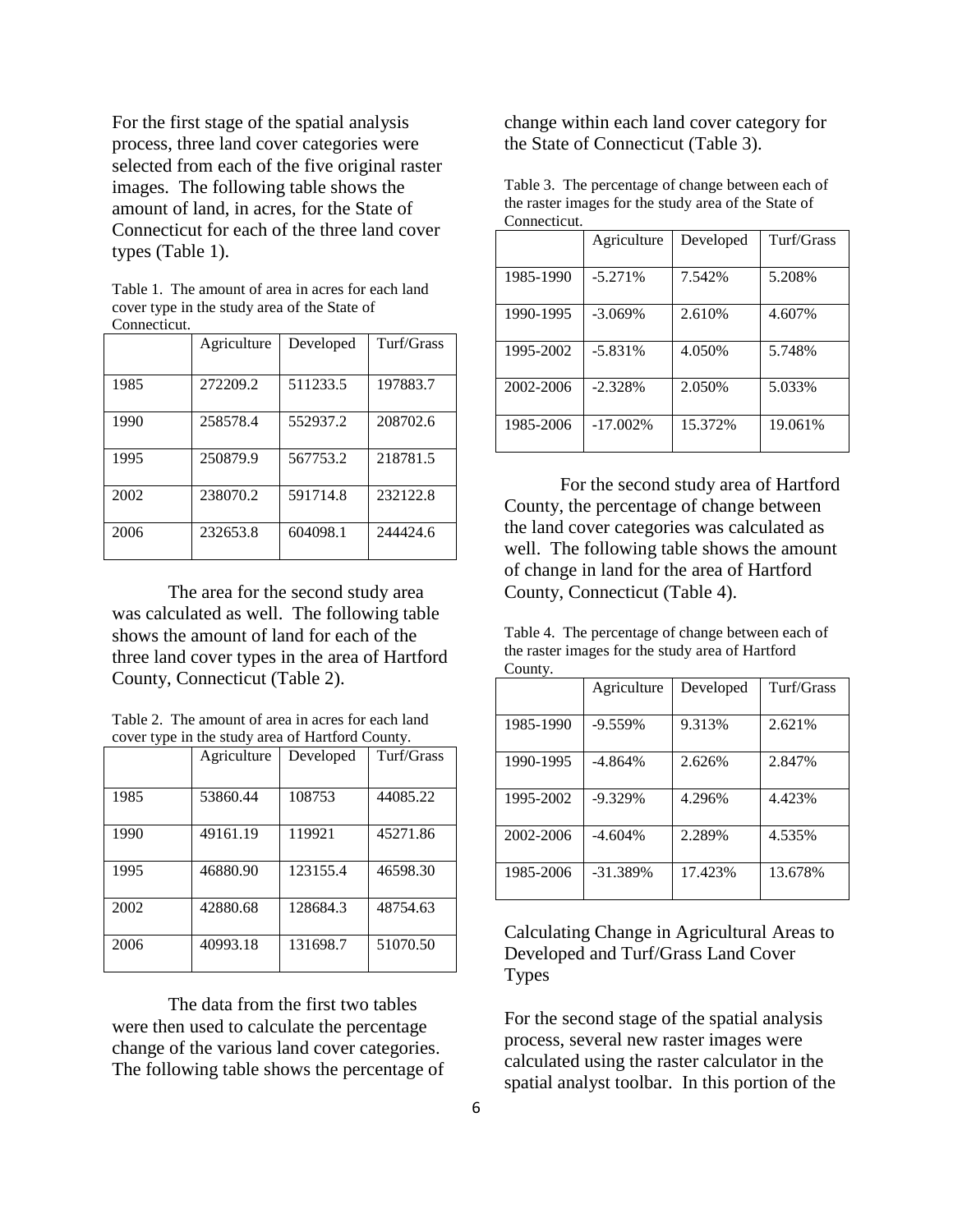For the first stage of the spatial analysis process, three land cover categories were selected from each of the five original raster images. The following table shows the amount of land, in acres, for the State of Connecticut for each of the three land cover types (Table 1).

Table 1. The amount of area in acres for each land cover type in the study area of the State of Connecticut.

| | Agriculture | Developed | Turf/Grass |
|---|---|---|---|
| 1985 | 272209.2 | 511233.5 | 197883.7 |
| 1990 | 258578.4 | 552937.2 | 208702.6 |
| 1995 | 250879.9 | 567753.2 | 218781.5 |
| 2002 | 238070.2 | 591714.8 | 232122.8 |
| 2006 | 232653.8 | 604098.1 | 244424.6 |

The area for the second study area was calculated as well. The following table shows the amount of land for each of the three land cover types in the area of Hartford County, Connecticut (Table 2).

Table 2. The amount of area in acres for each land cover type in the study area of Hartford County.

| | Agriculture | Developed | Turf/Grass |
|---|---|---|---|
| 1985 | 53860.44 | 108753 | 44085.22 |
| 1990 | 49161.19 | 119921 | 45271.86 |
| 1995 | 46880.90 | 123155.4 | 46598.30 |
| 2002 | 42880.68 | 128684.3 | 48754.63 |
| 2006 | 40993.18 | 131698.7 | 51070.50 |

The data from the first two tables were then used to calculate the percentage change of the various land cover categories. The following table shows the percentage of change within each land cover category for the State of Connecticut (Table 3).

Table 3. The percentage of change between each of the raster images for the study area of the State of Connecticut.

| | Agriculture | Developed | Turf/Grass |
|---|---|---|---|
| 1985-1990 | -5.271% | 7.542% | 5.208% |
| 1990-1995 | -3.069% | 2.610% | 4.607% |
| 1995-2002 | -5.831% | 4.050% | 5.748% |
| 2002-2006 | -2.328% | 2.050% | 5.033% |
| 1985-2006 | -17.002% | 15.372% | 19.061% |

For the second study area of Hartford County, the percentage of change between the land cover categories was calculated as well. The following table shows the amount of change in land for the area of Hartford County, Connecticut (Table 4).

Table 4. The percentage of change between each of the raster images for the study area of Hartford County.

| | Agriculture | Developed | Turf/Grass |
|---|---|---|---|
| 1985-1990 | -9.559% | 9.313% | 2.621% |
| 1990-1995 | -4.864% | 2.626% | 2.847% |
| 1995-2002 | -9.329% | 4.296% | 4.423% |
| 2002-2006 | -4.604% | 2.289% | 4.535% |
| 1985-2006 | -31.389% | 17.423% | 13.678% |

## Calculating Change in Agricultural Areas to Developed and Turf/Grass Land Cover Types

For the second stage of the spatial analysis process, several new raster images were calculated using the raster calculator in the spatial analyst toolbar. In this portion of the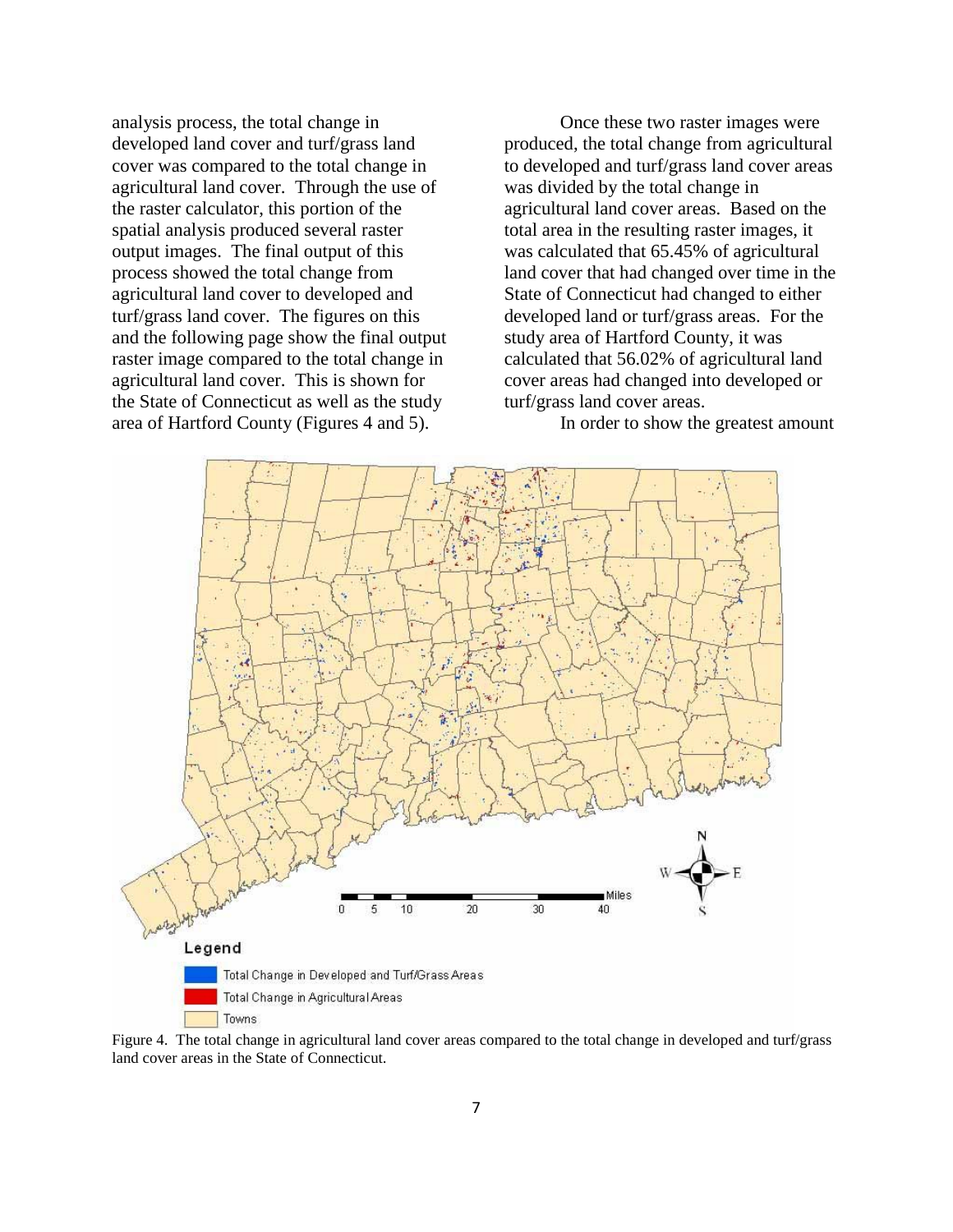analysis process, the total change in developed land cover and turf/grass land cover was compared to the total change in agricultural land cover. Through the use of the raster calculator, this portion of the spatial analysis produced several raster output images. The final output of this process showed the total change from agricultural land cover to developed and turf/grass land cover. The figures on this and the following page show the final output raster image compared to the total change in agricultural land cover. This is shown for the State of Connecticut as well as the study area of Hartford County (Figures 4 and 5).

Once these two raster images were produced, the total change from agricultural to developed and turf/grass land cover areas was divided by the total change in agricultural land cover areas. Based on the total area in the resulting raster images, it was calculated that 65.45% of agricultural land cover that had changed over time in the State of Connecticut had changed to either developed land or turf/grass areas. For the study area of Hartford County, it was calculated that 56.02% of agricultural land cover areas had changed into developed or turf/grass land cover areas.

In order to show the greatest amount

Figure 4. The total change in agricultural land cover areas compared to the total change in developed and turf/grass land cover areas in the State of Connecticut.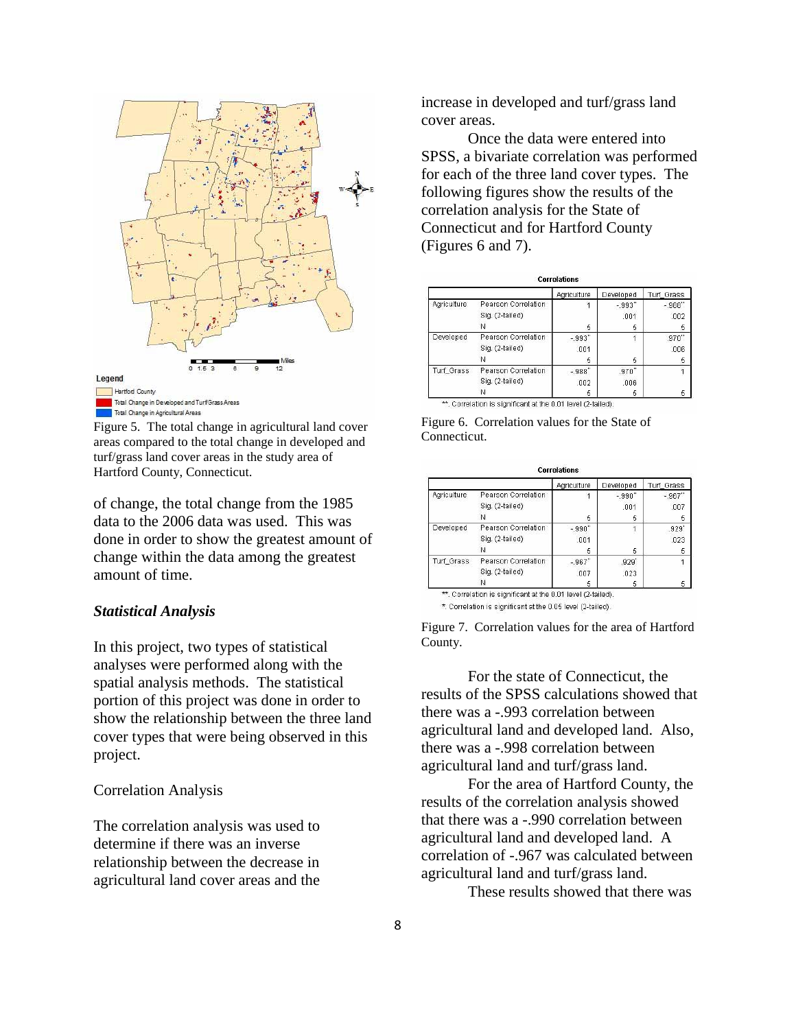Figure 5. The total change in agricultural land cover areas compared to the total change in developed and turf/grass land cover areas in the study area of Hartford County, Connecticut.

of change, the total change from the 1985 data to the 2006 data was used. This was done in order to show the greatest amount of change within the data among the greatest amount of time.

### *Statistical Analysis*

In this project, two types of statistical analyses were performed along with the spatial analysis methods. The statistical portion of this project was done in order to show the relationship between the three land cover types that were being observed in this project.

#### Correlation Analysis

The correlation analysis was used to determine if there was an inverse relationship between the decrease in agricultural land cover areas and the increase in developed and turf/grass land cover areas.

Once the data were entered into SPSS, a bivariate correlation was performed for each of the three land cover types. The following figures show the results of the correlation analysis for the State of Connecticut and for Hartford County (Figures 6 and 7).

**Correlations**

| | | Agriculture | Developed | Turf_Grass |
|---|---|---|---|---|
| Agriculture | Pearson Correlation | 1 | -.993** | -.988** |
| | Sig. (2-tailed) | | .001 | .002 |
| | N | 5 | 5 | 5 |
| Developed | Pearson Correlation | -.993** | 1 | .970** |
| | Sig. (2-tailed) | .001 | | .006 |
| | N | 5 | 5 | 5 |
| Turf_Grass | Pearson Correlation | -.988** | .970** | 1 |
| | Sig. (2-tailed) | .002 | .006 | |
| | N | 5 | 5 | 5 |

**. Correlation is significant at the 0.01 level (2-tailed).

Figure 6. Correlation values for the State of Connecticut.

**Correlations**

| | | Agriculture | Developed | Turf_Grass |
|---|---|---|---|---|
| Agriculture | Pearson Correlation | 1 | -.990** | -.967** |
| | Sig. (2-tailed) | | .001 | .007 |
| | N | 5 | 5 | 5 |
| Developed | Pearson Correlation | -.990** | 1 | .929* |
| | Sig. (2-tailed) | .001 | | .023 |
| | N | 5 | 5 | 5 |
| Turf_Grass | Pearson Correlation | -.967** | .929* | 1 |
| | Sig. (2-tailed) | .007 | .023 | |
| | N | 5 | 5 | 5 |

**. Correlation is significant at the 0.01 level (2-tailed).

*. Correlation is significant at the 0.05 level (2-tailed).

Figure 7. Correlation values for the area of Hartford County.

For the state of Connecticut, the results of the SPSS calculations showed that there was a -.993 correlation between agricultural land and developed land. Also, there was a -.998 correlation between agricultural land and turf/grass land.

For the area of Hartford County, the results of the correlation analysis showed that there was a -.990 correlation between agricultural land and developed land. A correlation of -.967 was calculated between agricultural land and turf/grass land.

These results showed that there was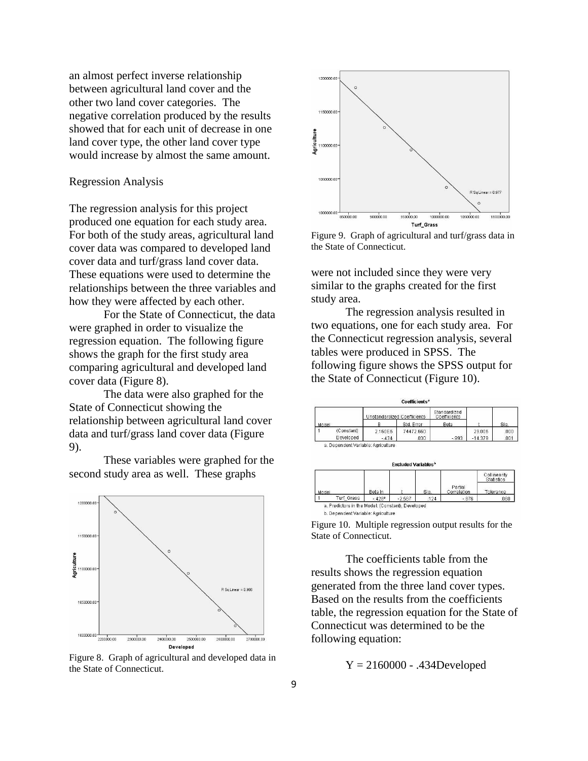an almost perfect inverse relationship between agricultural land cover and the other two land cover categories. The negative correlation produced by the results showed that for each unit of decrease in one land cover type, the other land cover type would increase by almost the same amount.

### Regression Analysis

The regression analysis for this project produced one equation for each study area. For both of the study areas, agricultural land cover data was compared to developed land cover data and turf/grass land cover data. These equations were used to determine the relationships between the three variables and how they were affected by each other.

For the State of Connecticut, the data were graphed in order to visualize the regression equation. The following figure shows the graph for the first study area comparing agricultural and developed land cover data (Figure 8).

The data were also graphed for the State of Connecticut showing the relationship between agricultural land cover data and turf/grass land cover data (Figure 9).

These variables were graphed for the second study area as well. These graphs were not included since they were very similar to the graphs created for the first study area.

Figure 8. Graph of agricultural and developed data in the State of Connecticut.

Figure 9. Graph of agricultural and turf/grass data in the State of Connecticut.

The regression analysis resulted in two equations, one for each study area. For the Connecticut regression analysis, several tables were produced in SPSS. The following figure shows the SPSS output for the State of Connecticut (Figure 10).

**Coefficients**[a]

| Model | | Unstandardized Coefficients | | Standardized Coefficients | | |
|---|---|---|---|---|---|---|
| | | B | Std. Error | Beta | t | Sig. |
| 1 | (Constant) | 2.160E6 | 74472.660 | | 29.006 | .000 |
| | Developed | -.434 | .030 | -.993 | -14.379 | .001 |

a. Dependent Variable: Agriculture

**Excluded Variables**[b]

| Model | | Beta In | t | Sig. | Partial Correlation | Collinearity Statistics |
|---|---|---|---|---|---|---|
| | | | | | | Tolerance |
| 1 | Turf_Grass | -.428[a] | -2.557 | .124 | -.876 | .060 |

a. Predictors in the Model: (Constant), Developed

b. Dependent Variable: Agriculture

Figure 10. Multiple regression output results for the State of Connecticut.

The coefficients table from the results shows the regression equation generated from the three land cover types. Based on the results from the coefficients table, the regression equation for the State of Connecticut was determined to be the following equation:

$$Y = 2160000 - .434\text{Developed}$$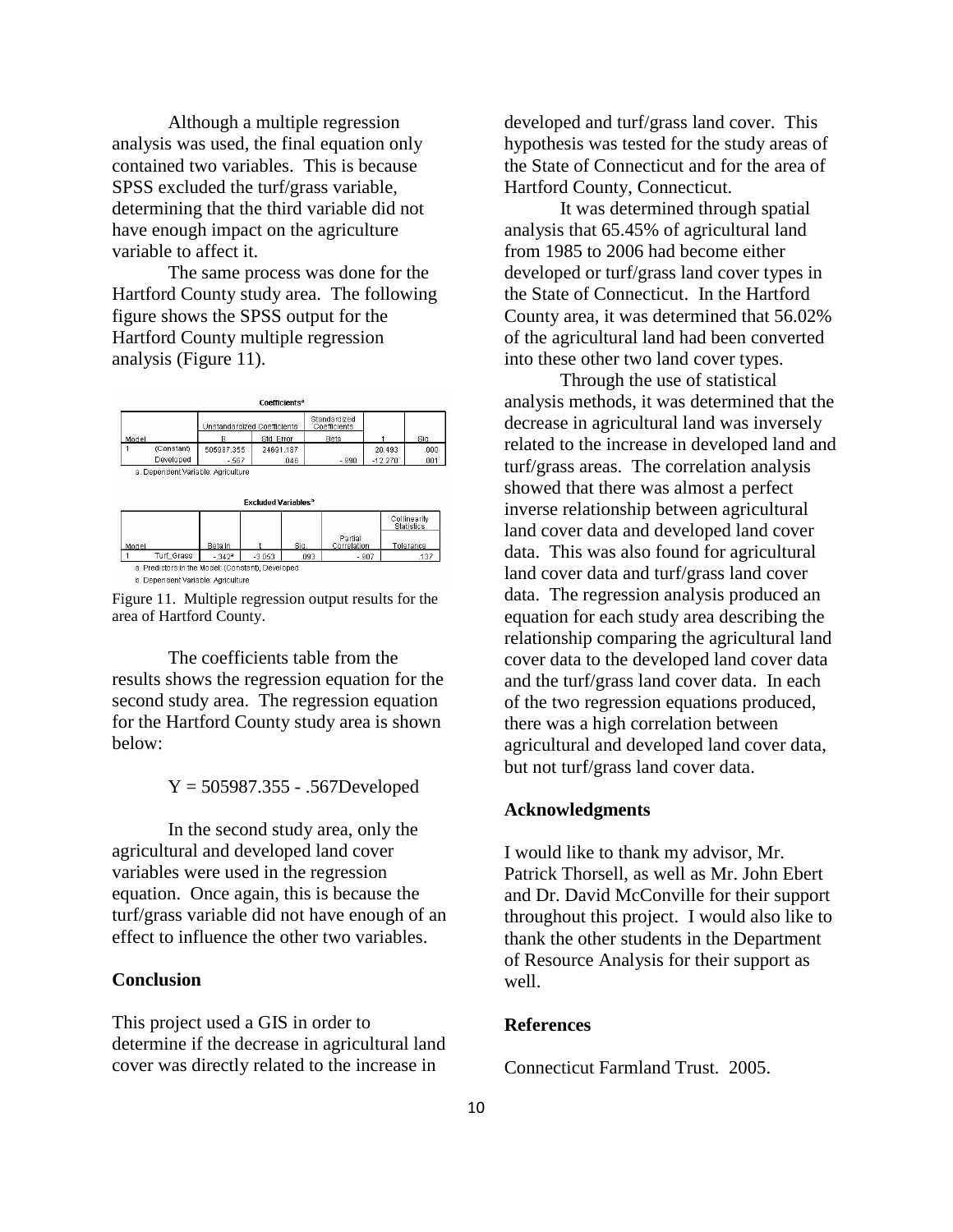Although a multiple regression analysis was used, the final equation only contained two variables. This is because SPSS excluded the turf/grass variable, determining that the third variable did not have enough impact on the agriculture variable to affect it.

The same process was done for the Hartford County study area. The following figure shows the SPSS output for the Hartford County multiple regression analysis (Figure 11).

**Coefficients[a]**

| Model | | Unstandardized Coefficients | | Standardized Coefficients | t | Sig. |
|---|---|---|---|---|---|---|
| | | B | Std. Error | Beta | | |
| 1 | (Constant) | 505987.355 | 24691.187 | | 20.493 | .000 |
| | Developed | -.567 | .046 | -.990 | -12.270 | .001 |

a. Dependent Variable: Agriculture

**Excluded Variables[b]**

| Model | | Beta In | t | Sig. | Partial Correlation | Collinearity Statistics |
|---|---|---|---|---|---|---|
| | | | | | | Tolerance |
| 1 | Turf_Grass | -.342[a] | -3.053 | .093 | -.907 | .137 |

a. Predictors in the Model: (Constant), Developed

b. Dependent Variable: Agriculture

Figure 11. Multiple regression output results for the area of Hartford County.

The coefficients table from the results shows the regression equation for the second study area. The regression equation for the Hartford County study area is shown below:

$$Y = 505987.355 - .567\text{Developed}$$

In the second study area, only the agricultural and developed land cover variables were used in the regression equation. Once again, this is because the turf/grass variable did not have enough of an effect to influence the other two variables.

## Conclusion

This project used a GIS in order to determine if the decrease in agricultural land cover was directly related to the increase in developed and turf/grass land cover. This hypothesis was tested for the study areas of the State of Connecticut and for the area of Hartford County, Connecticut.

It was determined through spatial analysis that 65.45% of agricultural land from 1985 to 2006 had become either developed or turf/grass land cover types in the State of Connecticut. In the Hartford County area, it was determined that 56.02% of the agricultural land had been converted into these other two land cover types.

Through the use of statistical analysis methods, it was determined that the decrease in agricultural land was inversely related to the increase in developed land and turf/grass areas. The correlation analysis showed that there was almost a perfect inverse relationship between agricultural land cover data and developed land cover data. This was also found for agricultural land cover data and turf/grass land cover data. The regression analysis produced an equation for each study area describing the relationship comparing the agricultural land cover data to the developed land cover data and the turf/grass land cover data. In each of the two regression equations produced, there was a high correlation between agricultural and developed land cover data, but not turf/grass land cover data.

## Acknowledgments

I would like to thank my advisor, Mr. Patrick Thorsell, as well as Mr. John Ebert and Dr. David McConville for their support throughout this project. I would also like to thank the other students in the Department of Resource Analysis for their support as well.

## References

Connecticut Farmland Trust. 2005.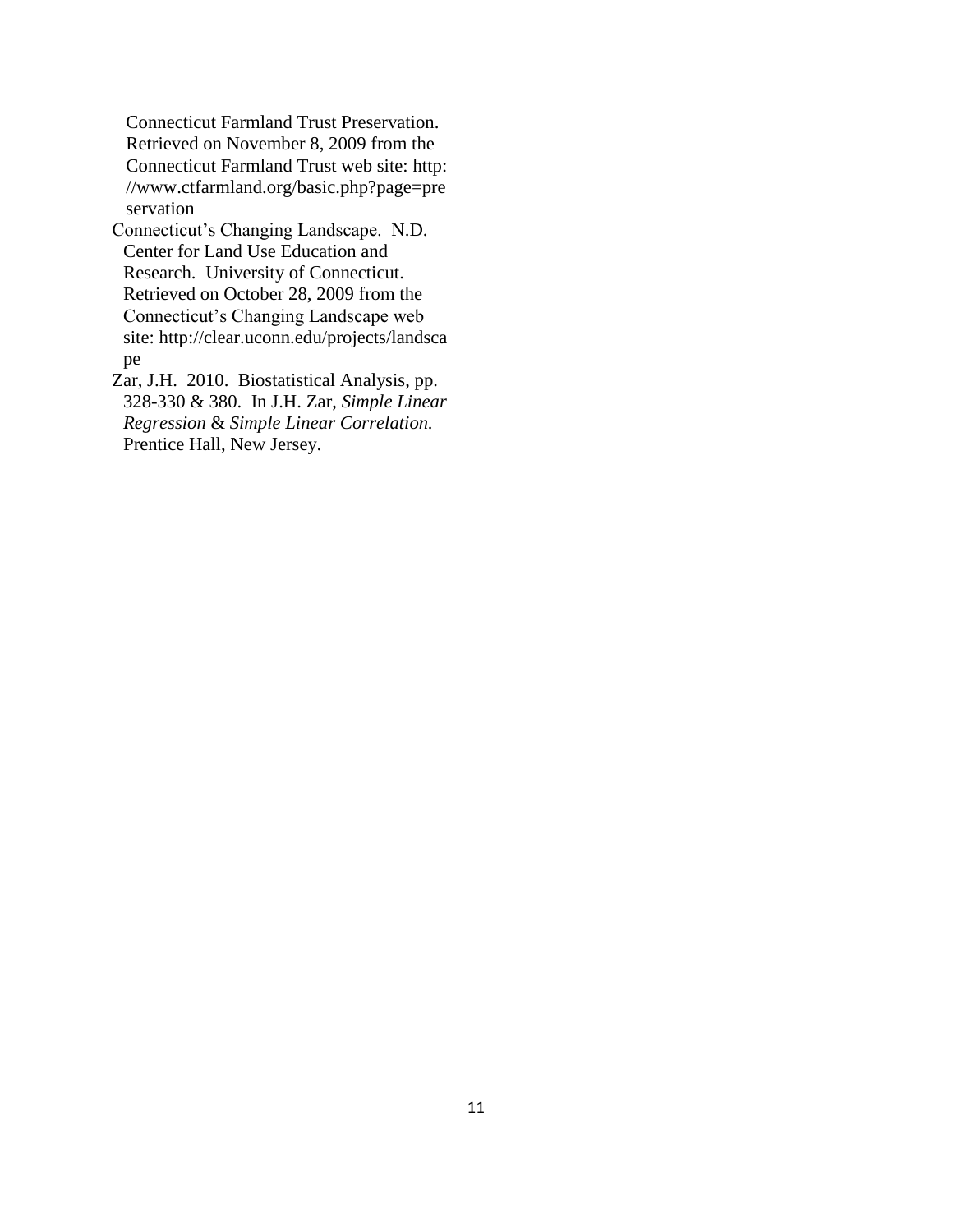Connecticut Farmland Trust Preservation. Retrieved on November 8, 2009 from the Connecticut Farmland Trust web site: http: //www.ctfarmland.org/basic.php?page=preservation

Connecticut's Changing Landscape. N.D. Center for Land Use Education and Research. University of Connecticut. Retrieved on October 28, 2009 from the Connecticut's Changing Landscape web site: http://clear.uconn.edu/projects/landscape

Zar, J.H. 2010. Biostatistical Analysis, pp. 328-330 & 380. In J.H. Zar, *Simple Linear Regression* & *Simple Linear Correlation.* Prentice Hall, New Jersey.